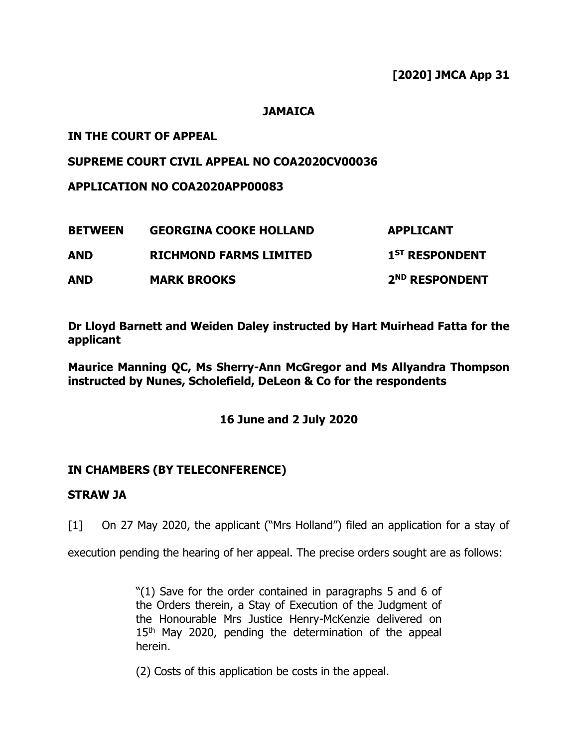**[2020] JMCA App 31**

**JAMAICA**

**IN THE COURT OF APPEAL**

**SUPREME COURT CIVIL APPEAL NO COA2020CV00036**

**APPLICATION NO COA2020APP00083**

| | | |
|---|---|---|
| **BETWEEN** | **GEORGINA COOKE HOLLAND** | **APPLICANT** |
| **AND** | **RICHMOND FARMS LIMITED** | **1ST RESPONDENT** |
| **AND** | **MARK BROOKS** | **2ND RESPONDENT** |

**Dr Lloyd Barnett and Weiden Daley instructed by Hart Muirhead Fatta for the applicant**

**Maurice Manning QC, Ms Sherry-Ann McGregor and Ms Allyandra Thompson instructed by Nunes, Scholefield, DeLeon & Co for the respondents**

**16 June and 2 July 2020**

**IN CHAMBERS (BY TELECONFERENCE)**

**STRAW JA**

[1] On 27 May 2020, the applicant ("Mrs Holland") filed an application for a stay of execution pending the hearing of her appeal. The precise orders sought are as follows:

> "(1) Save for the order contained in paragraphs 5 and 6 of the Orders therein, a Stay of Execution of the Judgment of the Honourable Mrs Justice Henry-McKenzie delivered on 15th May 2020, pending the determination of the appeal herein.
>
> (2) Costs of this application be costs in the appeal.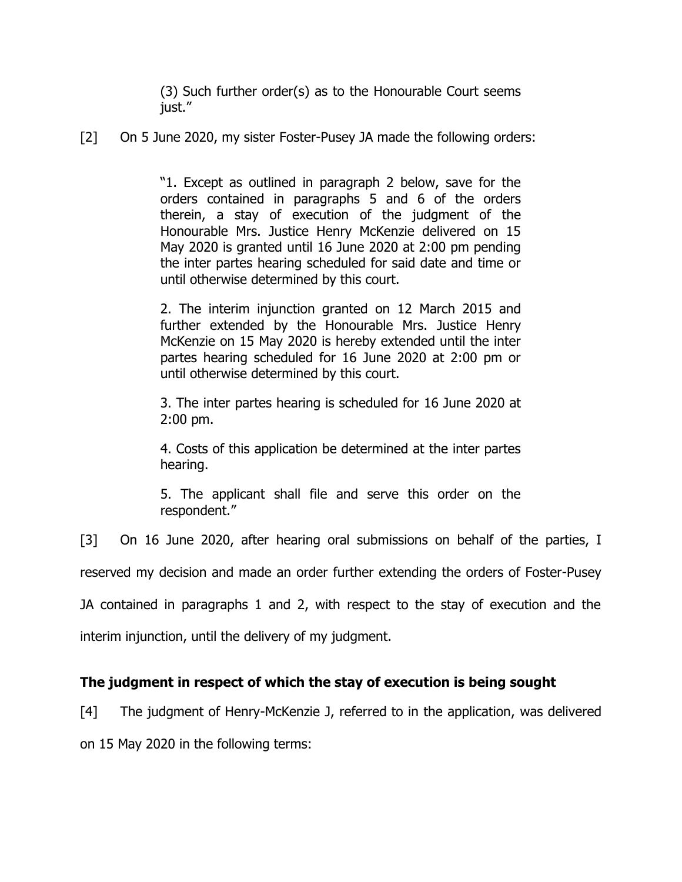> (3) Such further order(s) as to the Honourable Court seems just."

[2] On 5 June 2020, my sister Foster-Pusey JA made the following orders:

> "1. Except as outlined in paragraph 2 below, save for the orders contained in paragraphs 5 and 6 of the orders therein, a stay of execution of the judgment of the Honourable Mrs. Justice Henry McKenzie delivered on 15 May 2020 is granted until 16 June 2020 at 2:00 pm pending the inter partes hearing scheduled for said date and time or until otherwise determined by this court.
>
> 2. The interim injunction granted on 12 March 2015 and further extended by the Honourable Mrs. Justice Henry McKenzie on 15 May 2020 is hereby extended until the inter partes hearing scheduled for 16 June 2020 at 2:00 pm or until otherwise determined by this court.
>
> 3. The inter partes hearing is scheduled for 16 June 2020 at 2:00 pm.
>
> 4. Costs of this application be determined at the inter partes hearing.
>
> 5. The applicant shall file and serve this order on the respondent."

[3] On 16 June 2020, after hearing oral submissions on behalf of the parties, I reserved my decision and made an order further extending the orders of Foster-Pusey JA contained in paragraphs 1 and 2, with respect to the stay of execution and the interim injunction, until the delivery of my judgment.

**The judgment in respect of which the stay of execution is being sought**

[4] The judgment of Henry-McKenzie J, referred to in the application, was delivered on 15 May 2020 in the following terms: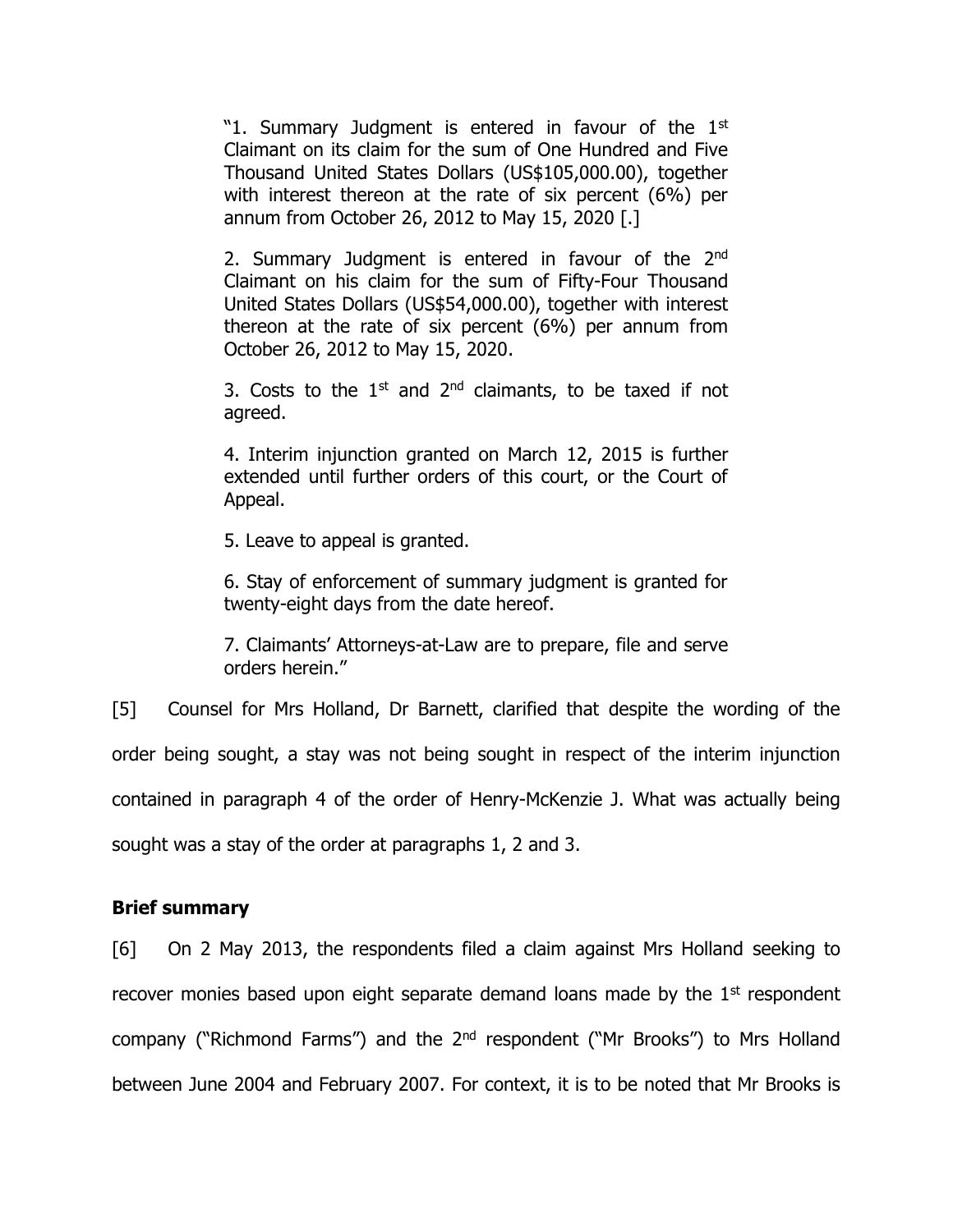"1. Summary Judgment is entered in favour of the 1st Claimant on its claim for the sum of One Hundred and Five Thousand United States Dollars (US$105,000.00), together with interest thereon at the rate of six percent (6%) per annum from October 26, 2012 to May 15, 2020 [.]

2. Summary Judgment is entered in favour of the 2nd Claimant on his claim for the sum of Fifty-Four Thousand United States Dollars (US$54,000.00), together with interest thereon at the rate of six percent (6%) per annum from October 26, 2012 to May 15, 2020.

3. Costs to the 1st and 2nd claimants, to be taxed if not agreed.

4. Interim injunction granted on March 12, 2015 is further extended until further orders of this court, or the Court of Appeal.

5. Leave to appeal is granted.

6. Stay of enforcement of summary judgment is granted for twenty-eight days from the date hereof.

7. Claimants' Attorneys-at-Law are to prepare, file and serve orders herein."

[5] Counsel for Mrs Holland, Dr Barnett, clarified that despite the wording of the order being sought, a stay was not being sought in respect of the interim injunction contained in paragraph 4 of the order of Henry-McKenzie J. What was actually being sought was a stay of the order at paragraphs 1, 2 and 3.

**Brief summary**

[6] On 2 May 2013, the respondents filed a claim against Mrs Holland seeking to recover monies based upon eight separate demand loans made by the 1st respondent company ("Richmond Farms") and the 2nd respondent ("Mr Brooks") to Mrs Holland between June 2004 and February 2007. For context, it is to be noted that Mr Brooks is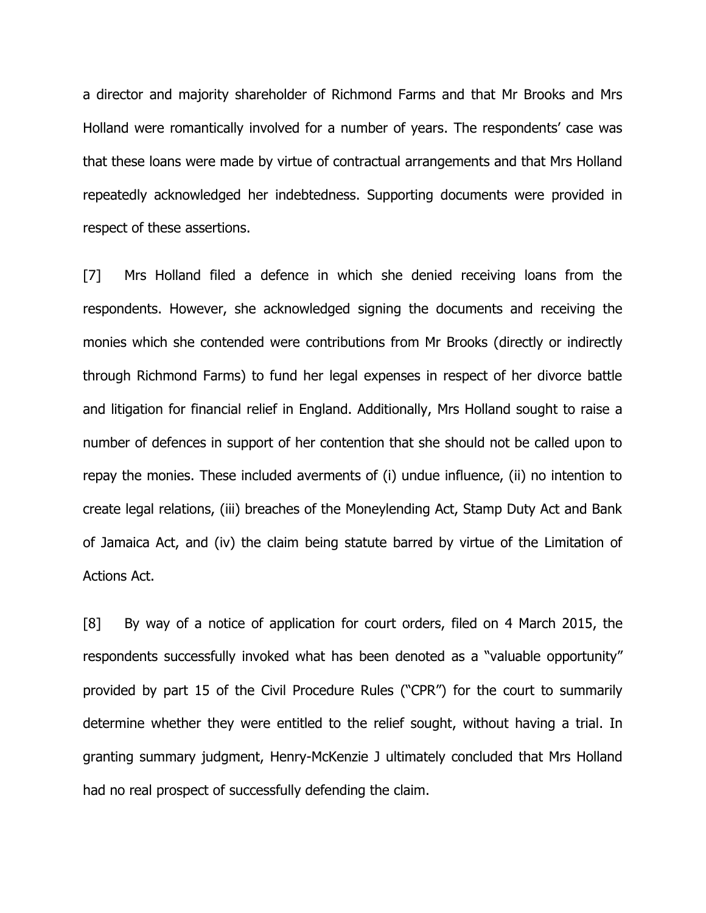a director and majority shareholder of Richmond Farms and that Mr Brooks and Mrs Holland were romantically involved for a number of years. The respondents' case was that these loans were made by virtue of contractual arrangements and that Mrs Holland repeatedly acknowledged her indebtedness. Supporting documents were provided in respect of these assertions.

[7] Mrs Holland filed a defence in which she denied receiving loans from the respondents. However, she acknowledged signing the documents and receiving the monies which she contended were contributions from Mr Brooks (directly or indirectly through Richmond Farms) to fund her legal expenses in respect of her divorce battle and litigation for financial relief in England. Additionally, Mrs Holland sought to raise a number of defences in support of her contention that she should not be called upon to repay the monies. These included averments of (i) undue influence, (ii) no intention to create legal relations, (iii) breaches of the Moneylending Act, Stamp Duty Act and Bank of Jamaica Act, and (iv) the claim being statute barred by virtue of the Limitation of Actions Act.

[8] By way of a notice of application for court orders, filed on 4 March 2015, the respondents successfully invoked what has been denoted as a "valuable opportunity" provided by part 15 of the Civil Procedure Rules ("CPR") for the court to summarily determine whether they were entitled to the relief sought, without having a trial. In granting summary judgment, Henry-McKenzie J ultimately concluded that Mrs Holland had no real prospect of successfully defending the claim.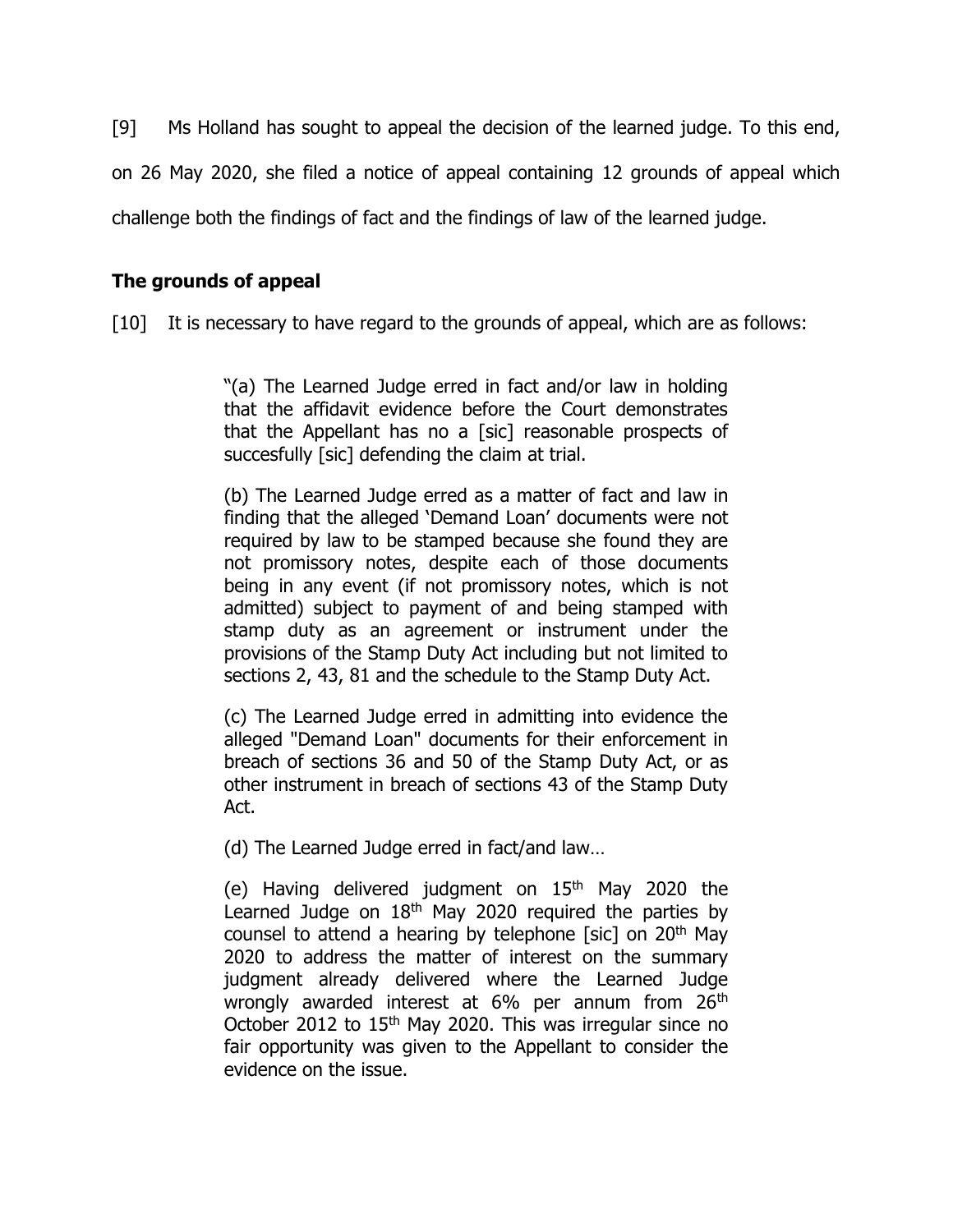[9] Ms Holland has sought to appeal the decision of the learned judge. To this end, on 26 May 2020, she filed a notice of appeal containing 12 grounds of appeal which challenge both the findings of fact and the findings of law of the learned judge.

## The grounds of appeal

[10] It is necessary to have regard to the grounds of appeal, which are as follows:

> "(a) The Learned Judge erred in fact and/or law in holding that the affidavit evidence before the Court demonstrates that the Appellant has no a [sic] reasonable prospects of succesfully [sic] defending the claim at trial.
>
> (b) The Learned Judge erred as a matter of fact and law in finding that the alleged 'Demand Loan' documents were not required by law to be stamped because she found they are not promissory notes, despite each of those documents being in any event (if not promissory notes, which is not admitted) subject to payment of and being stamped with stamp duty as an agreement or instrument under the provisions of the Stamp Duty Act including but not limited to sections 2, 43, 81 and the schedule to the Stamp Duty Act.
>
> (c) The Learned Judge erred in admitting into evidence the alleged "Demand Loan" documents for their enforcement in breach of sections 36 and 50 of the Stamp Duty Act, or as other instrument in breach of sections 43 of the Stamp Duty Act.
>
> (d) The Learned Judge erred in fact/and law…
>
> (e) Having delivered judgment on 15th May 2020 the Learned Judge on 18th May 2020 required the parties by counsel to attend a hearing by telephone [sic] on 20th May 2020 to address the matter of interest on the summary judgment already delivered where the Learned Judge wrongly awarded interest at 6% per annum from 26th October 2012 to 15th May 2020. This was irregular since no fair opportunity was given to the Appellant to consider the evidence on the issue.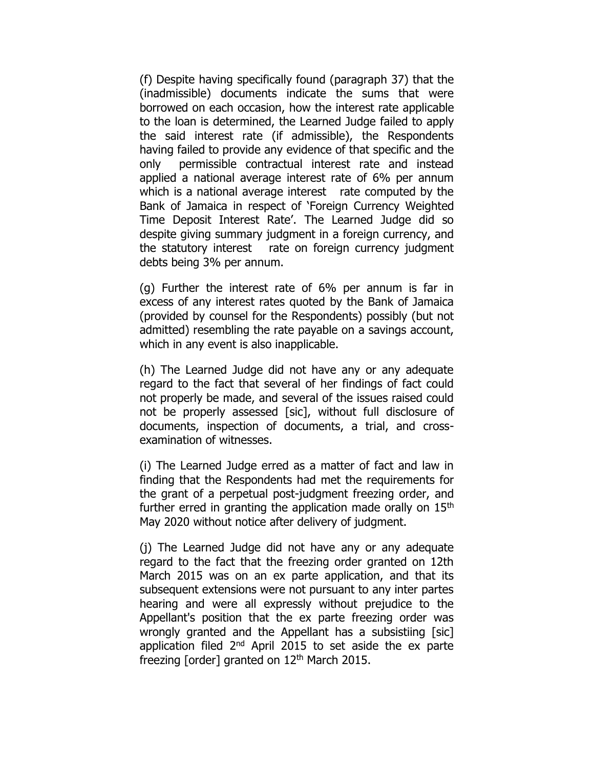(f) Despite having specifically found (paragraph 37) that the (inadmissible) documents indicate the sums that were borrowed on each occasion, how the interest rate applicable to the loan is determined, the Learned Judge failed to apply the said interest rate (if admissible), the Respondents having failed to provide any evidence of that specific and the only permissible contractual interest rate and instead applied a national average interest rate of 6% per annum which is a national average interest rate computed by the Bank of Jamaica in respect of 'Foreign Currency Weighted Time Deposit Interest Rate'. The Learned Judge did so despite giving summary judgment in a foreign currency, and the statutory interest rate on foreign currency judgment debts being 3% per annum.

(g) Further the interest rate of 6% per annum is far in excess of any interest rates quoted by the Bank of Jamaica (provided by counsel for the Respondents) possibly (but not admitted) resembling the rate payable on a savings account, which in any event is also inapplicable.

(h) The Learned Judge did not have any or any adequate regard to the fact that several of her findings of fact could not properly be made, and several of the issues raised could not be properly assessed [sic], without full disclosure of documents, inspection of documents, a trial, and cross-examination of witnesses.

(i) The Learned Judge erred as a matter of fact and law in finding that the Respondents had met the requirements for the grant of a perpetual post-judgment freezing order, and further erred in granting the application made orally on 15th May 2020 without notice after delivery of judgment.

(j) The Learned Judge did not have any or any adequate regard to the fact that the freezing order granted on 12th March 2015 was on an ex parte application, and that its subsequent extensions were not pursuant to any inter partes hearing and were all expressly without prejudice to the Appellant's position that the ex parte freezing order was wrongly granted and the Appellant has a subsistiing [sic] application filed 2nd April 2015 to set aside the ex parte freezing [order] granted on 12th March 2015.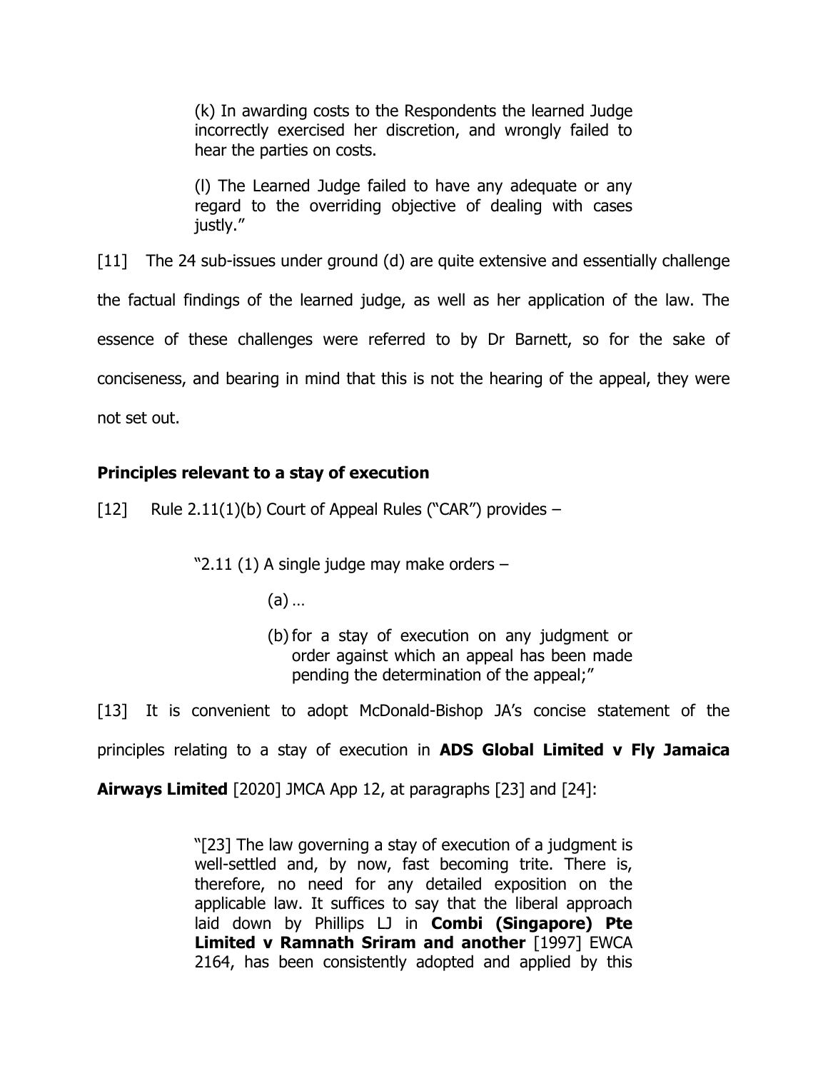> (k) In awarding costs to the Respondents the learned Judge incorrectly exercised her discretion, and wrongly failed to hear the parties on costs.
>
> (l) The Learned Judge failed to have any adequate or any regard to the overriding objective of dealing with cases justly."

[11] The 24 sub-issues under ground (d) are quite extensive and essentially challenge the factual findings of the learned judge, as well as her application of the law. The essence of these challenges were referred to by Dr Barnett, so for the sake of conciseness, and bearing in mind that this is not the hearing of the appeal, they were not set out.

### Principles relevant to a stay of execution

[12] Rule 2.11(1)(b) Court of Appeal Rules ("CAR") provides –

> "2.11 (1) A single judge may make orders –
>
> (a) …
>
> (b) for a stay of execution on any judgment or order against which an appeal has been made pending the determination of the appeal;"

[13] It is convenient to adopt McDonald-Bishop JA's concise statement of the principles relating to a stay of execution in **ADS Global Limited v Fly Jamaica Airways Limited** [2020] JMCA App 12, at paragraphs [23] and [24]:

> "[23] The law governing a stay of execution of a judgment is well-settled and, by now, fast becoming trite. There is, therefore, no need for any detailed exposition on the applicable law. It suffices to say that the liberal approach laid down by Phillips LJ in **Combi (Singapore) Pte Limited v Ramnath Sriram and another** [1997] EWCA 2164, has been consistently adopted and applied by this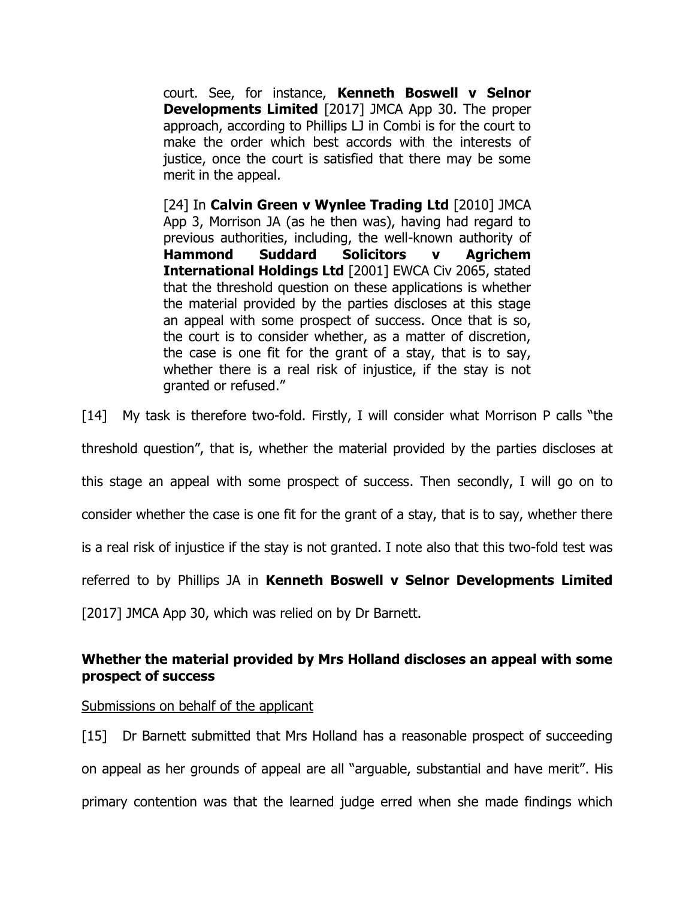> court. See, for instance, **Kenneth Boswell v Selnor Developments Limited** [2017] JMCA App 30. The proper approach, according to Phillips LJ in Combi is for the court to make the order which best accords with the interests of justice, once the court is satisfied that there may be some merit in the appeal.
>
> [24] In **Calvin Green v Wynlee Trading Ltd** [2010] JMCA App 3, Morrison JA (as he then was), having had regard to previous authorities, including, the well-known authority of **Hammond Suddard Solicitors v Agrichem International Holdings Ltd** [2001] EWCA Civ 2065, stated that the threshold question on these applications is whether the material provided by the parties discloses at this stage an appeal with some prospect of success. Once that is so, the court is to consider whether, as a matter of discretion, the case is one fit for the grant of a stay, that is to say, whether there is a real risk of injustice, if the stay is not granted or refused."

[14] My task is therefore two-fold. Firstly, I will consider what Morrison P calls "the threshold question", that is, whether the material provided by the parties discloses at this stage an appeal with some prospect of success. Then secondly, I will go on to consider whether the case is one fit for the grant of a stay, that is to say, whether there is a real risk of injustice if the stay is not granted. I note also that this two-fold test was referred to by Phillips JA in **Kenneth Boswell v Selnor Developments Limited** [2017] JMCA App 30, which was relied on by Dr Barnett.

### Whether the material provided by Mrs Holland discloses an appeal with some prospect of success

Submissions on behalf of the applicant

[15] Dr Barnett submitted that Mrs Holland has a reasonable prospect of succeeding on appeal as her grounds of appeal are all "arguable, substantial and have merit". His primary contention was that the learned judge erred when she made findings which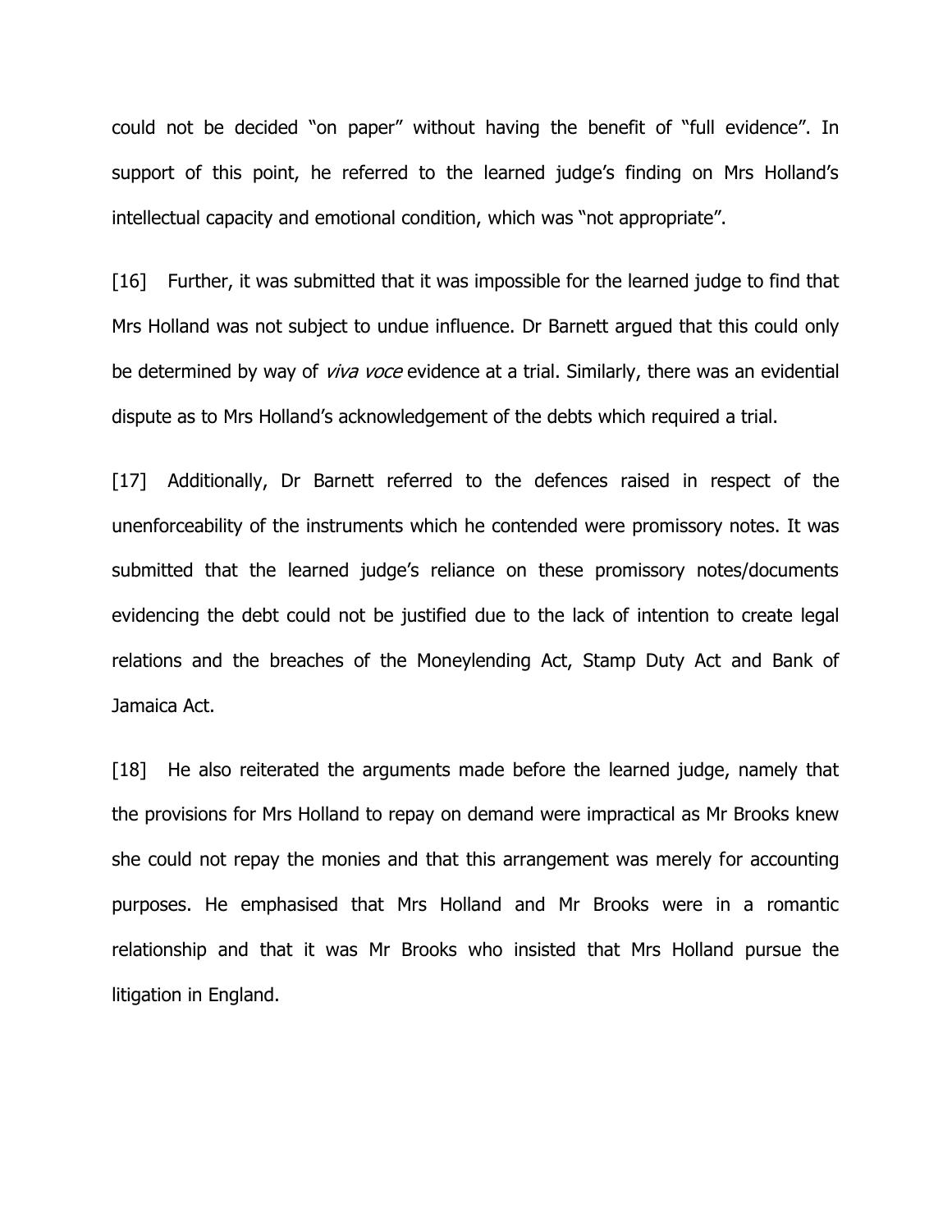could not be decided "on paper" without having the benefit of "full evidence". In support of this point, he referred to the learned judge's finding on Mrs Holland's intellectual capacity and emotional condition, which was "not appropriate".

[16] Further, it was submitted that it was impossible for the learned judge to find that Mrs Holland was not subject to undue influence. Dr Barnett argued that this could only be determined by way of *viva voce* evidence at a trial. Similarly, there was an evidential dispute as to Mrs Holland's acknowledgement of the debts which required a trial.

[17] Additionally, Dr Barnett referred to the defences raised in respect of the unenforceability of the instruments which he contended were promissory notes. It was submitted that the learned judge's reliance on these promissory notes/documents evidencing the debt could not be justified due to the lack of intention to create legal relations and the breaches of the Moneylending Act, Stamp Duty Act and Bank of Jamaica Act.

[18] He also reiterated the arguments made before the learned judge, namely that the provisions for Mrs Holland to repay on demand were impractical as Mr Brooks knew she could not repay the monies and that this arrangement was merely for accounting purposes. He emphasised that Mrs Holland and Mr Brooks were in a romantic relationship and that it was Mr Brooks who insisted that Mrs Holland pursue the litigation in England.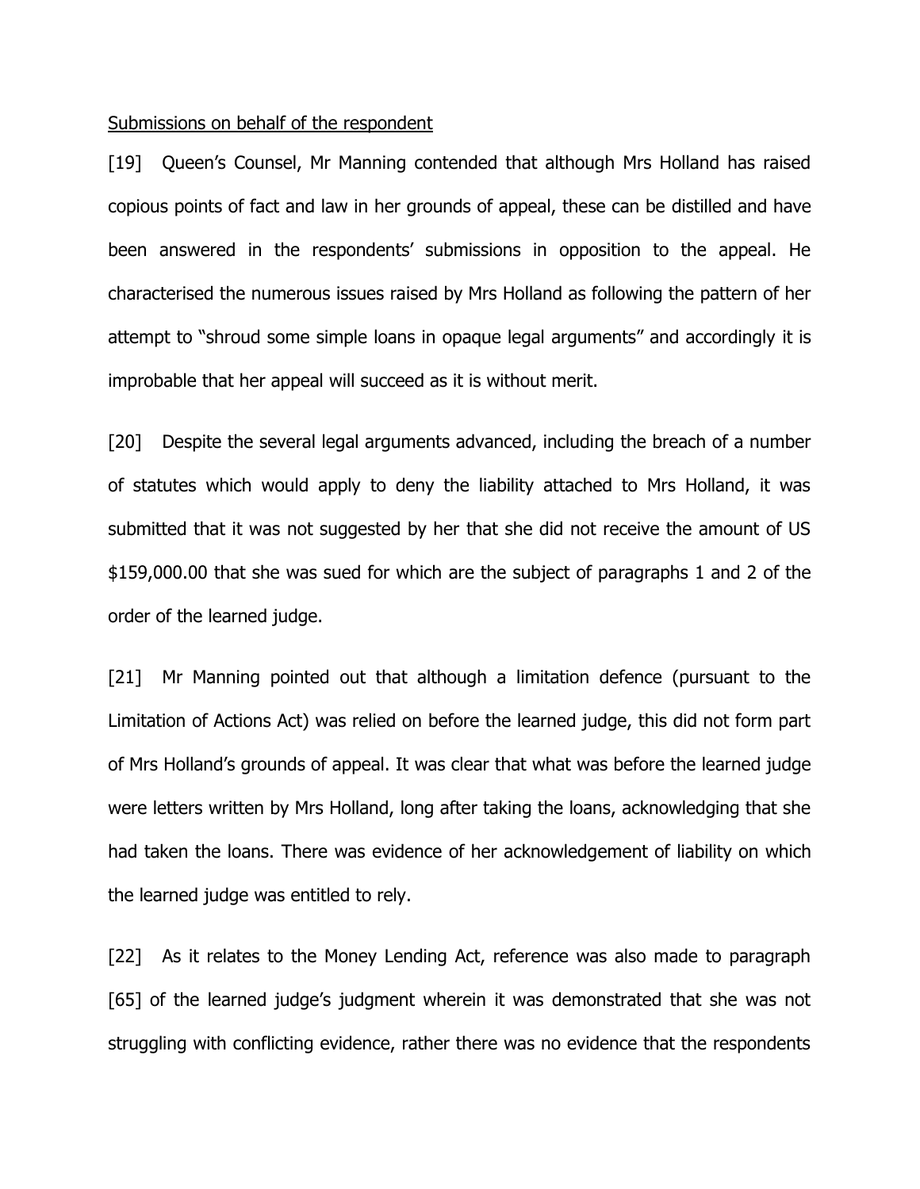Submissions on behalf of the respondent

[19] Queen's Counsel, Mr Manning contended that although Mrs Holland has raised copious points of fact and law in her grounds of appeal, these can be distilled and have been answered in the respondents' submissions in opposition to the appeal. He characterised the numerous issues raised by Mrs Holland as following the pattern of her attempt to "shroud some simple loans in opaque legal arguments" and accordingly it is improbable that her appeal will succeed as it is without merit.

[20] Despite the several legal arguments advanced, including the breach of a number of statutes which would apply to deny the liability attached to Mrs Holland, it was submitted that it was not suggested by her that she did not receive the amount of US $159,000.00 that she was sued for which are the subject of paragraphs 1 and 2 of the order of the learned judge.

[21] Mr Manning pointed out that although a limitation defence (pursuant to the Limitation of Actions Act) was relied on before the learned judge, this did not form part of Mrs Holland's grounds of appeal. It was clear that what was before the learned judge were letters written by Mrs Holland, long after taking the loans, acknowledging that she had taken the loans. There was evidence of her acknowledgement of liability on which the learned judge was entitled to rely.

[22] As it relates to the Money Lending Act, reference was also made to paragraph [65] of the learned judge's judgment wherein it was demonstrated that she was not struggling with conflicting evidence, rather there was no evidence that the respondents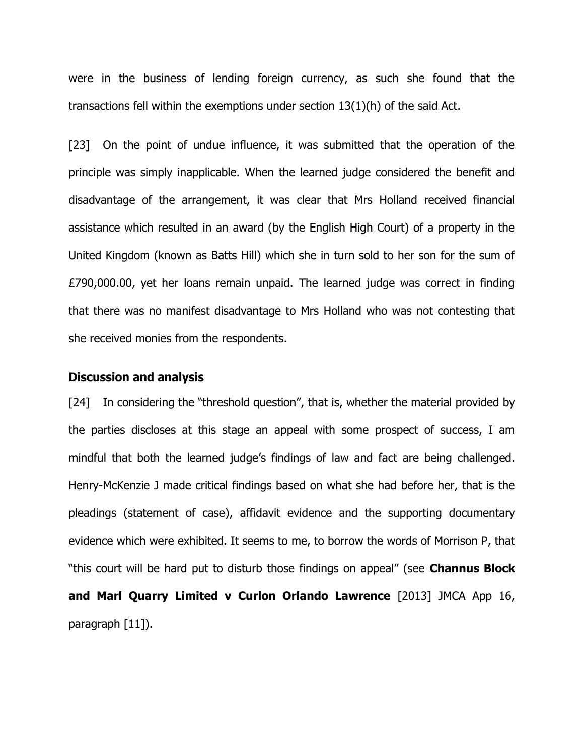were in the business of lending foreign currency, as such she found that the transactions fell within the exemptions under section 13(1)(h) of the said Act.

[23] On the point of undue influence, it was submitted that the operation of the principle was simply inapplicable. When the learned judge considered the benefit and disadvantage of the arrangement, it was clear that Mrs Holland received financial assistance which resulted in an award (by the English High Court) of a property in the United Kingdom (known as Batts Hill) which she in turn sold to her son for the sum of £790,000.00, yet her loans remain unpaid. The learned judge was correct in finding that there was no manifest disadvantage to Mrs Holland who was not contesting that she received monies from the respondents.

### Discussion and analysis

[24] In considering the "threshold question", that is, whether the material provided by the parties discloses at this stage an appeal with some prospect of success, I am mindful that both the learned judge's findings of law and fact are being challenged. Henry-McKenzie J made critical findings based on what she had before her, that is the pleadings (statement of case), affidavit evidence and the supporting documentary evidence which were exhibited. It seems to me, to borrow the words of Morrison P, that "this court will be hard put to disturb those findings on appeal" (see **Channus Block and Marl Quarry Limited v Curlon Orlando Lawrence** [2013] JMCA App 16, paragraph [11]).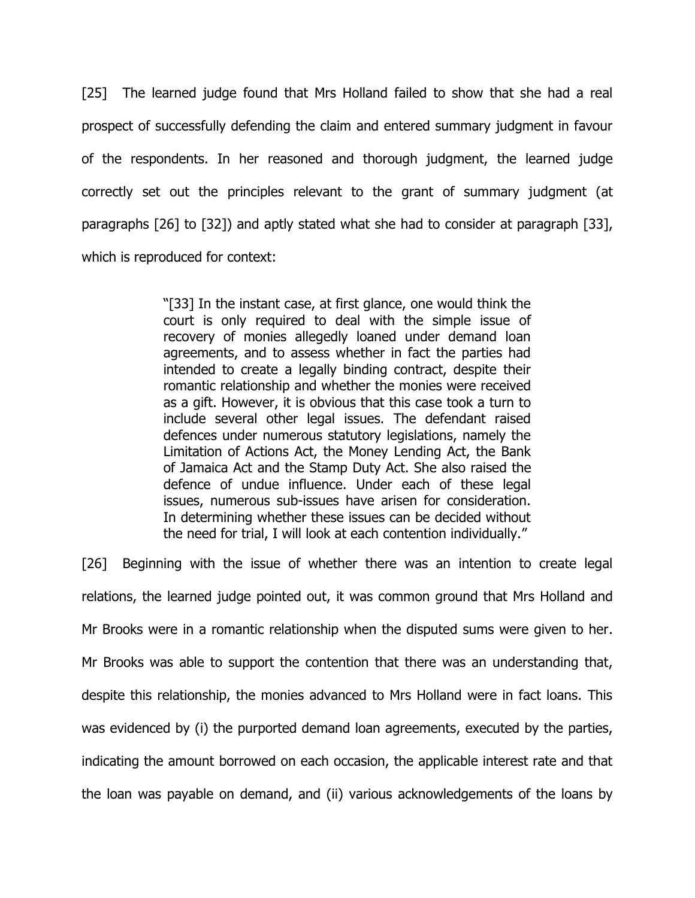[25] The learned judge found that Mrs Holland failed to show that she had a real prospect of successfully defending the claim and entered summary judgment in favour of the respondents. In her reasoned and thorough judgment, the learned judge correctly set out the principles relevant to the grant of summary judgment (at paragraphs [26] to [32]) and aptly stated what she had to consider at paragraph [33], which is reproduced for context:

> "[33] In the instant case, at first glance, one would think the court is only required to deal with the simple issue of recovery of monies allegedly loaned under demand loan agreements, and to assess whether in fact the parties had intended to create a legally binding contract, despite their romantic relationship and whether the monies were received as a gift. However, it is obvious that this case took a turn to include several other legal issues. The defendant raised defences under numerous statutory legislations, namely the Limitation of Actions Act, the Money Lending Act, the Bank of Jamaica Act and the Stamp Duty Act. She also raised the defence of undue influence. Under each of these legal issues, numerous sub-issues have arisen for consideration. In determining whether these issues can be decided without the need for trial, I will look at each contention individually."

[26] Beginning with the issue of whether there was an intention to create legal relations, the learned judge pointed out, it was common ground that Mrs Holland and Mr Brooks were in a romantic relationship when the disputed sums were given to her. Mr Brooks was able to support the contention that there was an understanding that, despite this relationship, the monies advanced to Mrs Holland were in fact loans. This was evidenced by (i) the purported demand loan agreements, executed by the parties, indicating the amount borrowed on each occasion, the applicable interest rate and that the loan was payable on demand, and (ii) various acknowledgements of the loans by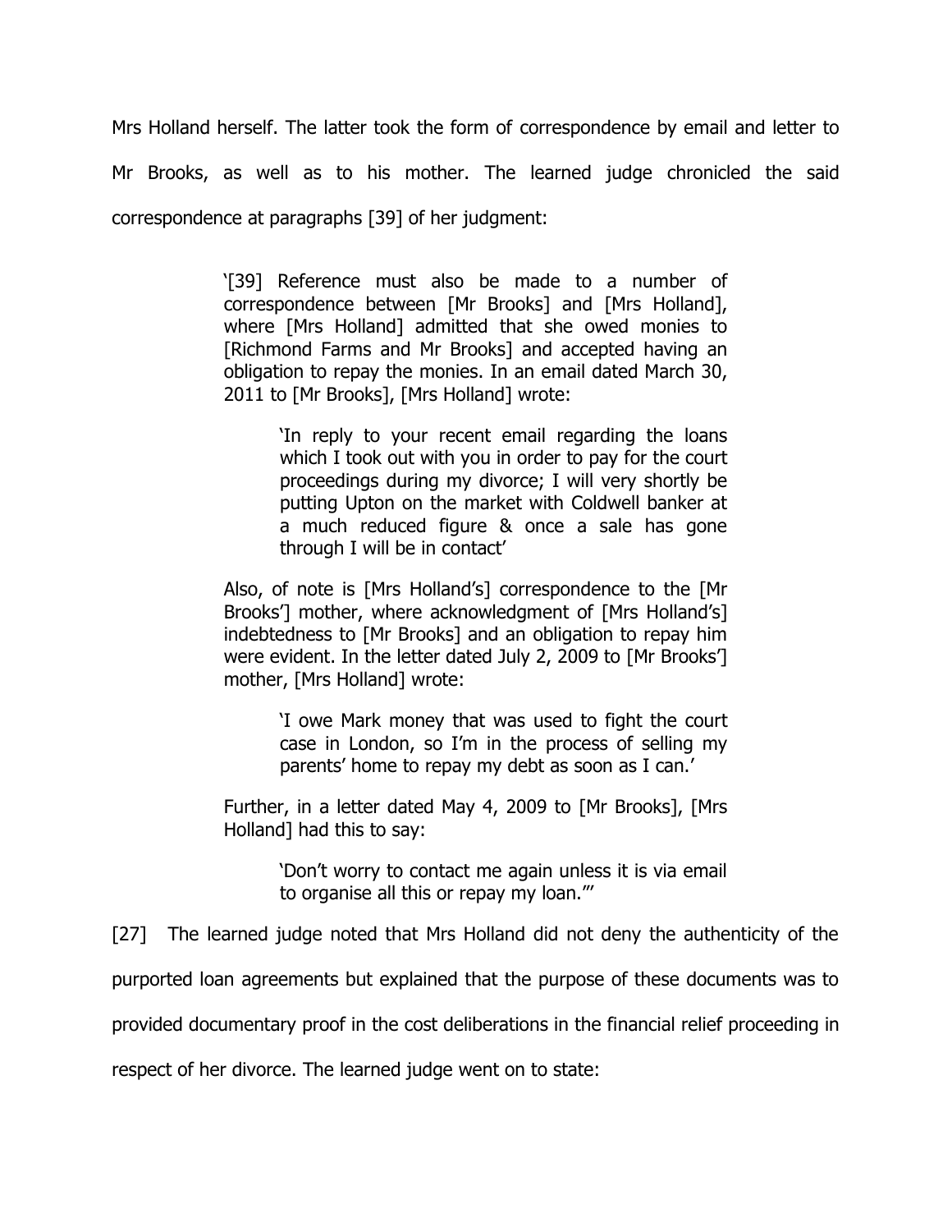Mrs Holland herself. The latter took the form of correspondence by email and letter to Mr Brooks, as well as to his mother. The learned judge chronicled the said correspondence at paragraphs [39] of her judgment:

> '[39] Reference must also be made to a number of correspondence between [Mr Brooks] and [Mrs Holland], where [Mrs Holland] admitted that she owed monies to [Richmond Farms and Mr Brooks] and accepted having an obligation to repay the monies. In an email dated March 30, 2011 to [Mr Brooks], [Mrs Holland] wrote:
>
> > 'In reply to your recent email regarding the loans which I took out with you in order to pay for the court proceedings during my divorce; I will very shortly be putting Upton on the market with Coldwell banker at a much reduced figure & once a sale has gone through I will be in contact'
>
> Also, of note is [Mrs Holland's] correspondence to the [Mr Brooks'] mother, where acknowledgment of [Mrs Holland's] indebtedness to [Mr Brooks] and an obligation to repay him were evident. In the letter dated July 2, 2009 to [Mr Brooks'] mother, [Mrs Holland] wrote:
>
> > 'I owe Mark money that was used to fight the court case in London, so I'm in the process of selling my parents' home to repay my debt as soon as I can.'
>
> Further, in a letter dated May 4, 2009 to [Mr Brooks], [Mrs Holland] had this to say:
>
> > 'Don't worry to contact me again unless it is via email to organise all this or repay my loan."'

[27] The learned judge noted that Mrs Holland did not deny the authenticity of the purported loan agreements but explained that the purpose of these documents was to provided documentary proof in the cost deliberations in the financial relief proceeding in respect of her divorce. The learned judge went on to state: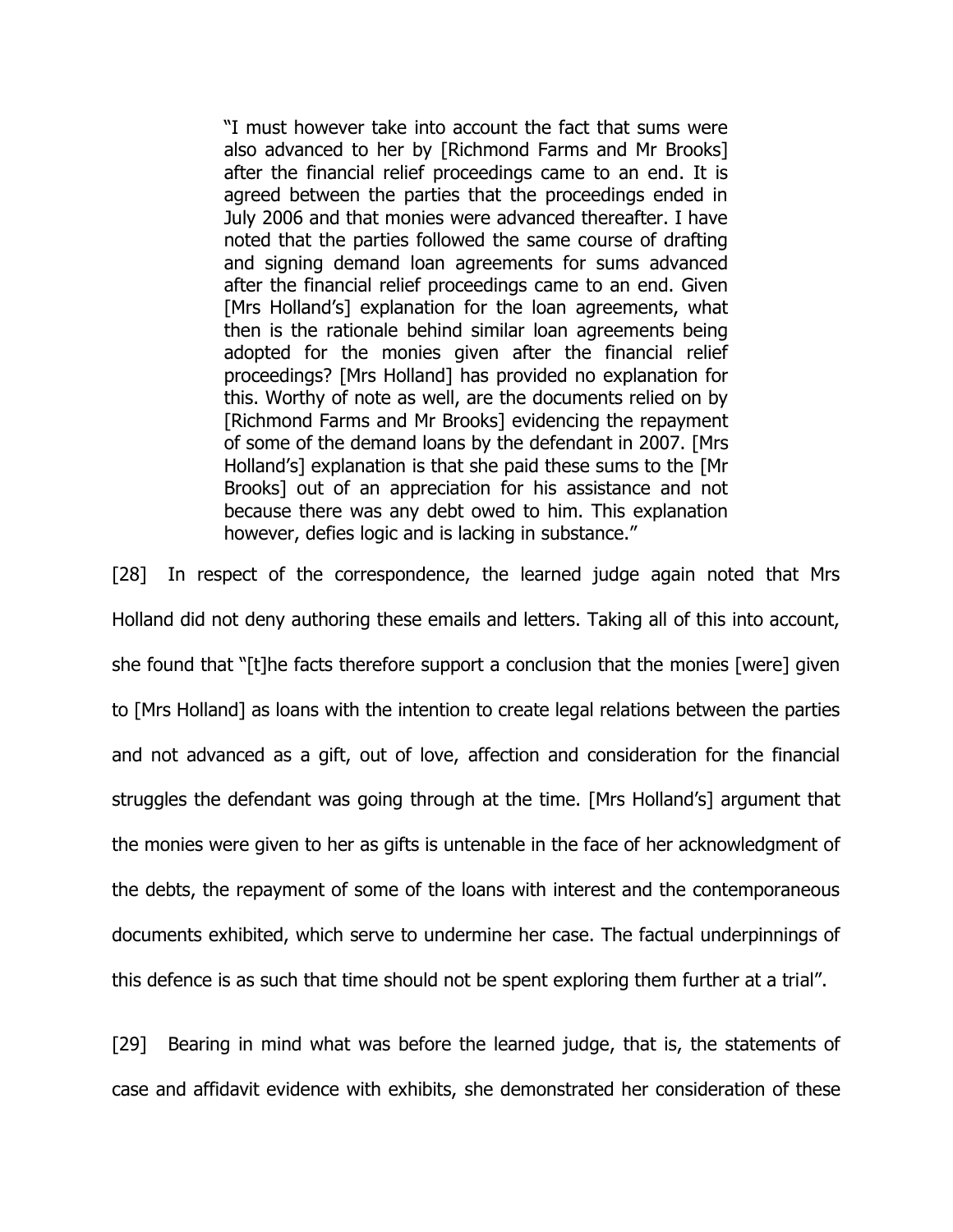> "I must however take into account the fact that sums were also advanced to her by [Richmond Farms and Mr Brooks] after the financial relief proceedings came to an end. It is agreed between the parties that the proceedings ended in July 2006 and that monies were advanced thereafter. I have noted that the parties followed the same course of drafting and signing demand loan agreements for sums advanced after the financial relief proceedings came to an end. Given [Mrs Holland's] explanation for the loan agreements, what then is the rationale behind similar loan agreements being adopted for the monies given after the financial relief proceedings? [Mrs Holland] has provided no explanation for this. Worthy of note as well, are the documents relied on by [Richmond Farms and Mr Brooks] evidencing the repayment of some of the demand loans by the defendant in 2007. [Mrs Holland's] explanation is that she paid these sums to the [Mr Brooks] out of an appreciation for his assistance and not because there was any debt owed to him. This explanation however, defies logic and is lacking in substance."

[28] In respect of the correspondence, the learned judge again noted that Mrs Holland did not deny authoring these emails and letters. Taking all of this into account, she found that "[t]he facts therefore support a conclusion that the monies [were] given to [Mrs Holland] as loans with the intention to create legal relations between the parties and not advanced as a gift, out of love, affection and consideration for the financial struggles the defendant was going through at the time. [Mrs Holland's] argument that the monies were given to her as gifts is untenable in the face of her acknowledgment of the debts, the repayment of some of the loans with interest and the contemporaneous documents exhibited, which serve to undermine her case. The factual underpinnings of this defence is as such that time should not be spent exploring them further at a trial".

[29] Bearing in mind what was before the learned judge, that is, the statements of case and affidavit evidence with exhibits, she demonstrated her consideration of these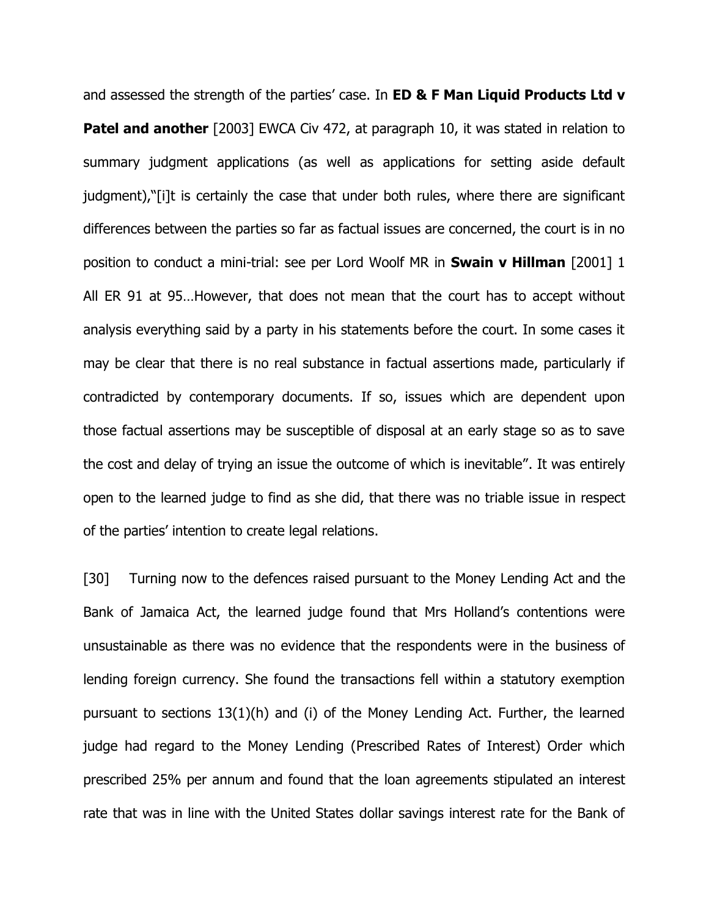and assessed the strength of the parties' case. In **ED & F Man Liquid Products Ltd v Patel and another** [2003] EWCA Civ 472, at paragraph 10, it was stated in relation to summary judgment applications (as well as applications for setting aside default judgment),"[i]t is certainly the case that under both rules, where there are significant differences between the parties so far as factual issues are concerned, the court is in no position to conduct a mini-trial: see per Lord Woolf MR in **Swain v Hillman** [2001] 1 All ER 91 at 95…However, that does not mean that the court has to accept without analysis everything said by a party in his statements before the court. In some cases it may be clear that there is no real substance in factual assertions made, particularly if contradicted by contemporary documents. If so, issues which are dependent upon those factual assertions may be susceptible of disposal at an early stage so as to save the cost and delay of trying an issue the outcome of which is inevitable". It was entirely open to the learned judge to find as she did, that there was no triable issue in respect of the parties' intention to create legal relations.

[30] Turning now to the defences raised pursuant to the Money Lending Act and the Bank of Jamaica Act, the learned judge found that Mrs Holland's contentions were unsustainable as there was no evidence that the respondents were in the business of lending foreign currency. She found the transactions fell within a statutory exemption pursuant to sections 13(1)(h) and (i) of the Money Lending Act. Further, the learned judge had regard to the Money Lending (Prescribed Rates of Interest) Order which prescribed 25% per annum and found that the loan agreements stipulated an interest rate that was in line with the United States dollar savings interest rate for the Bank of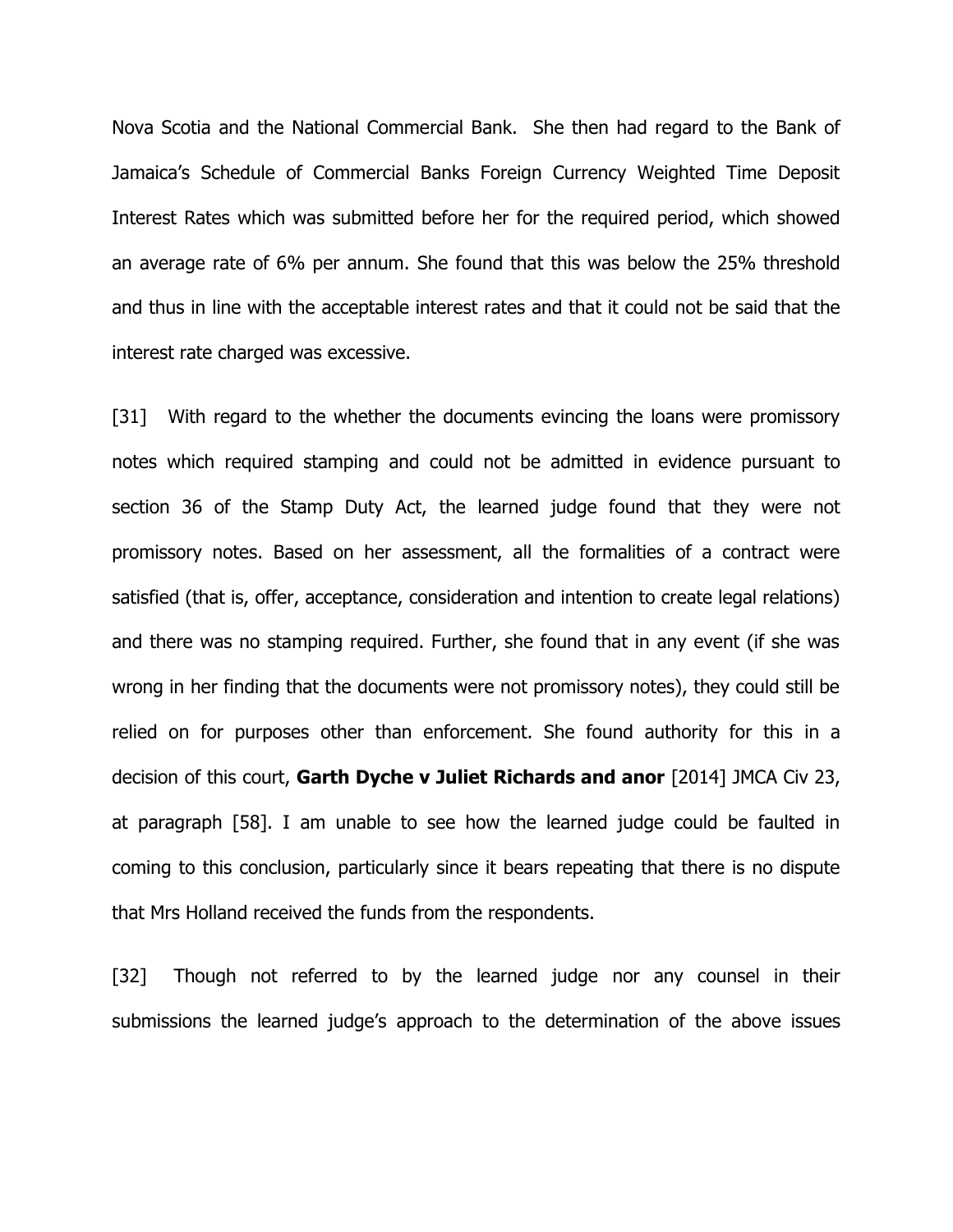Nova Scotia and the National Commercial Bank. She then had regard to the Bank of Jamaica's Schedule of Commercial Banks Foreign Currency Weighted Time Deposit Interest Rates which was submitted before her for the required period, which showed an average rate of 6% per annum. She found that this was below the 25% threshold and thus in line with the acceptable interest rates and that it could not be said that the interest rate charged was excessive.

[31] With regard to the whether the documents evincing the loans were promissory notes which required stamping and could not be admitted in evidence pursuant to section 36 of the Stamp Duty Act, the learned judge found that they were not promissory notes. Based on her assessment, all the formalities of a contract were satisfied (that is, offer, acceptance, consideration and intention to create legal relations) and there was no stamping required. Further, she found that in any event (if she was wrong in her finding that the documents were not promissory notes), they could still be relied on for purposes other than enforcement. She found authority for this in a decision of this court, **Garth Dyche v Juliet Richards and anor** [2014] JMCA Civ 23, at paragraph [58]. I am unable to see how the learned judge could be faulted in coming to this conclusion, particularly since it bears repeating that there is no dispute that Mrs Holland received the funds from the respondents.

[32] Though not referred to by the learned judge nor any counsel in their submissions the learned judge's approach to the determination of the above issues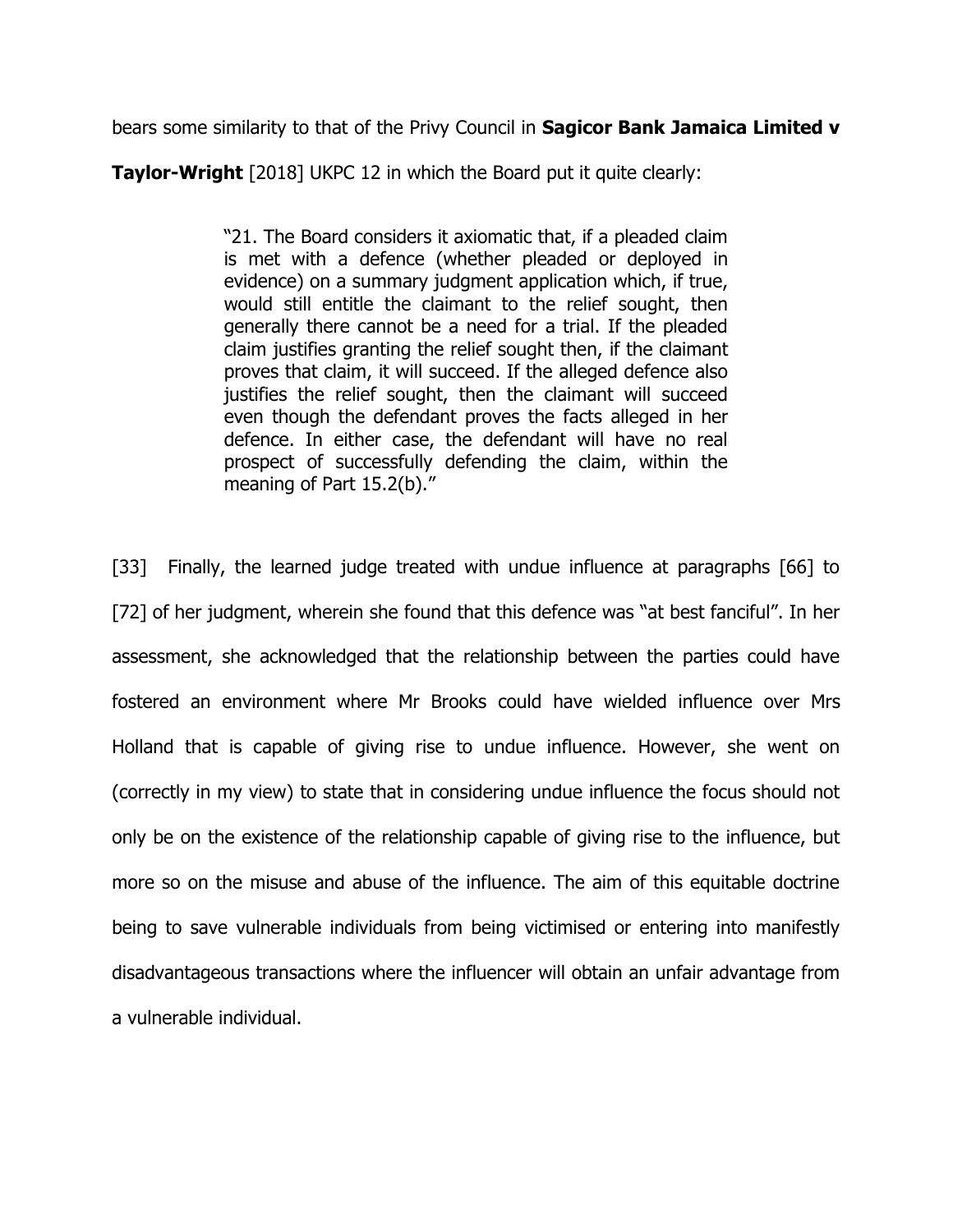bears some similarity to that of the Privy Council in **Sagicor Bank Jamaica Limited v Taylor-Wright** [2018] UKPC 12 in which the Board put it quite clearly:

> "21. The Board considers it axiomatic that, if a pleaded claim is met with a defence (whether pleaded or deployed in evidence) on a summary judgment application which, if true, would still entitle the claimant to the relief sought, then generally there cannot be a need for a trial. If the pleaded claim justifies granting the relief sought then, if the claimant proves that claim, it will succeed. If the alleged defence also justifies the relief sought, then the claimant will succeed even though the defendant proves the facts alleged in her defence. In either case, the defendant will have no real prospect of successfully defending the claim, within the meaning of Part 15.2(b)."

[33] Finally, the learned judge treated with undue influence at paragraphs [66] to [72] of her judgment, wherein she found that this defence was "at best fanciful". In her assessment, she acknowledged that the relationship between the parties could have fostered an environment where Mr Brooks could have wielded influence over Mrs Holland that is capable of giving rise to undue influence. However, she went on (correctly in my view) to state that in considering undue influence the focus should not only be on the existence of the relationship capable of giving rise to the influence, but more so on the misuse and abuse of the influence. The aim of this equitable doctrine being to save vulnerable individuals from being victimised or entering into manifestly disadvantageous transactions where the influencer will obtain an unfair advantage from a vulnerable individual.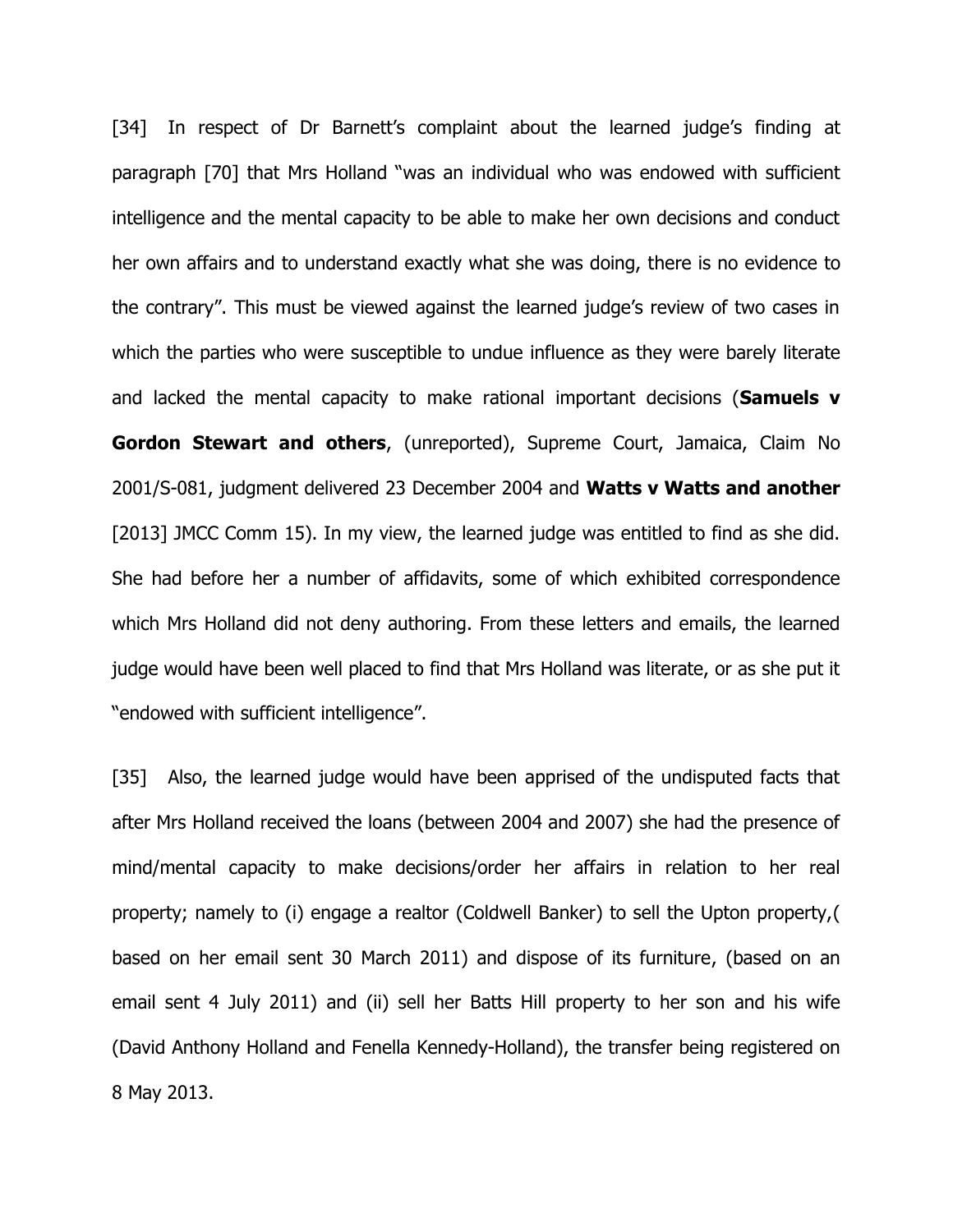[34] In respect of Dr Barnett's complaint about the learned judge's finding at paragraph [70] that Mrs Holland "was an individual who was endowed with sufficient intelligence and the mental capacity to be able to make her own decisions and conduct her own affairs and to understand exactly what she was doing, there is no evidence to the contrary". This must be viewed against the learned judge's review of two cases in which the parties who were susceptible to undue influence as they were barely literate and lacked the mental capacity to make rational important decisions (**Samuels v Gordon Stewart and others**, (unreported), Supreme Court, Jamaica, Claim No 2001/S-081, judgment delivered 23 December 2004 and **Watts v Watts and another** [2013] JMCC Comm 15). In my view, the learned judge was entitled to find as she did. She had before her a number of affidavits, some of which exhibited correspondence which Mrs Holland did not deny authoring. From these letters and emails, the learned judge would have been well placed to find that Mrs Holland was literate, or as she put it "endowed with sufficient intelligence".

[35] Also, the learned judge would have been apprised of the undisputed facts that after Mrs Holland received the loans (between 2004 and 2007) she had the presence of mind/mental capacity to make decisions/order her affairs in relation to her real property; namely to (i) engage a realtor (Coldwell Banker) to sell the Upton property,( based on her email sent 30 March 2011) and dispose of its furniture, (based on an email sent 4 July 2011) and (ii) sell her Batts Hill property to her son and his wife (David Anthony Holland and Fenella Kennedy-Holland), the transfer being registered on 8 May 2013.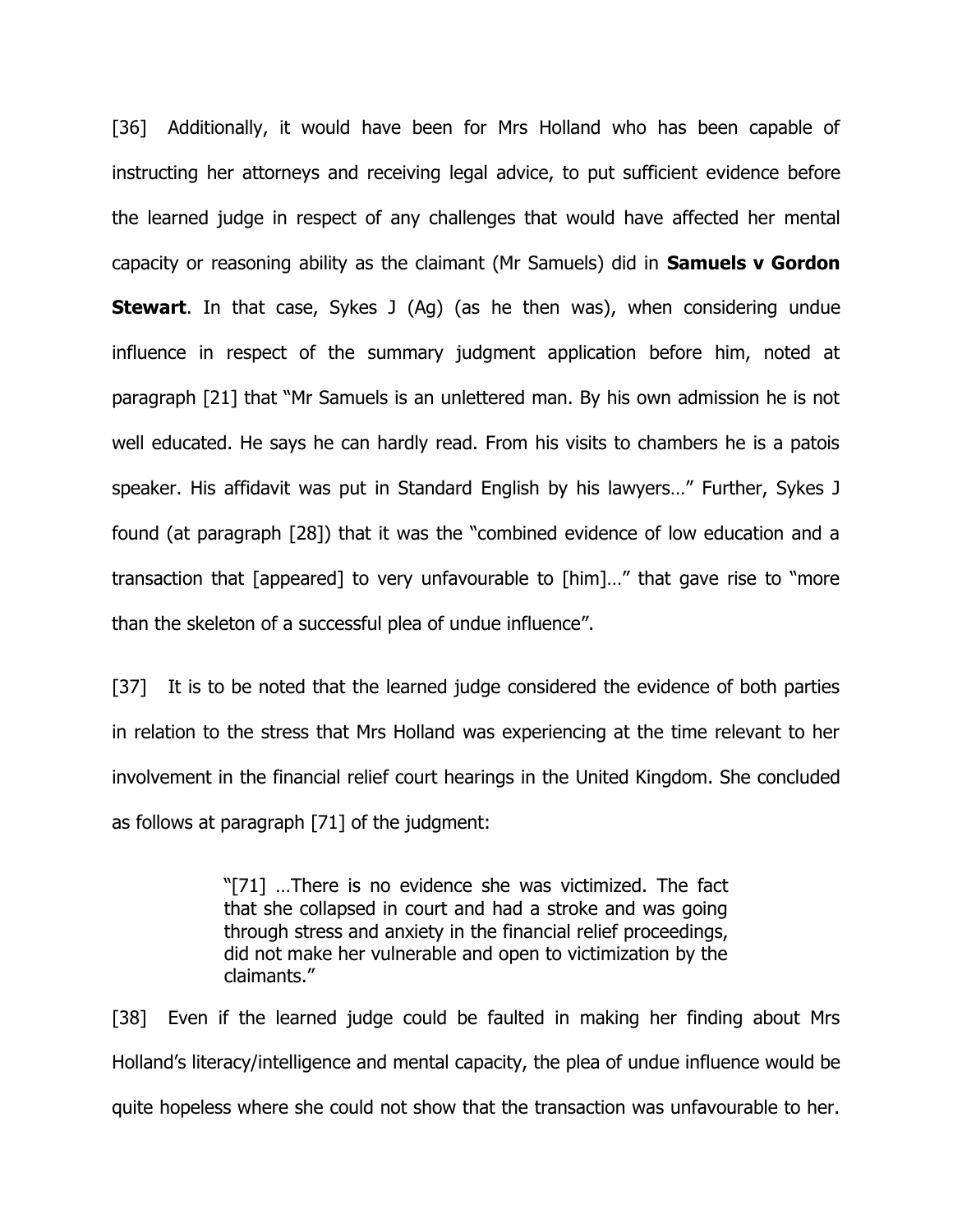[36] Additionally, it would have been for Mrs Holland who has been capable of instructing her attorneys and receiving legal advice, to put sufficient evidence before the learned judge in respect of any challenges that would have affected her mental capacity or reasoning ability as the claimant (Mr Samuels) did in **Samuels v Gordon Stewart**. In that case, Sykes J (Ag) (as he then was), when considering undue influence in respect of the summary judgment application before him, noted at paragraph [21] that "Mr Samuels is an unlettered man. By his own admission he is not well educated. He says he can hardly read. From his visits to chambers he is a patois speaker. His affidavit was put in Standard English by his lawyers…" Further, Sykes J found (at paragraph [28]) that it was the "combined evidence of low education and a transaction that [appeared] to very unfavourable to [him]…" that gave rise to "more than the skeleton of a successful plea of undue influence".

[37] It is to be noted that the learned judge considered the evidence of both parties in relation to the stress that Mrs Holland was experiencing at the time relevant to her involvement in the financial relief court hearings in the United Kingdom. She concluded as follows at paragraph [71] of the judgment:

> "[71] …There is no evidence she was victimized. The fact that she collapsed in court and had a stroke and was going through stress and anxiety in the financial relief proceedings, did not make her vulnerable and open to victimization by the claimants."

[38] Even if the learned judge could be faulted in making her finding about Mrs Holland's literacy/intelligence and mental capacity, the plea of undue influence would be quite hopeless where she could not show that the transaction was unfavourable to her.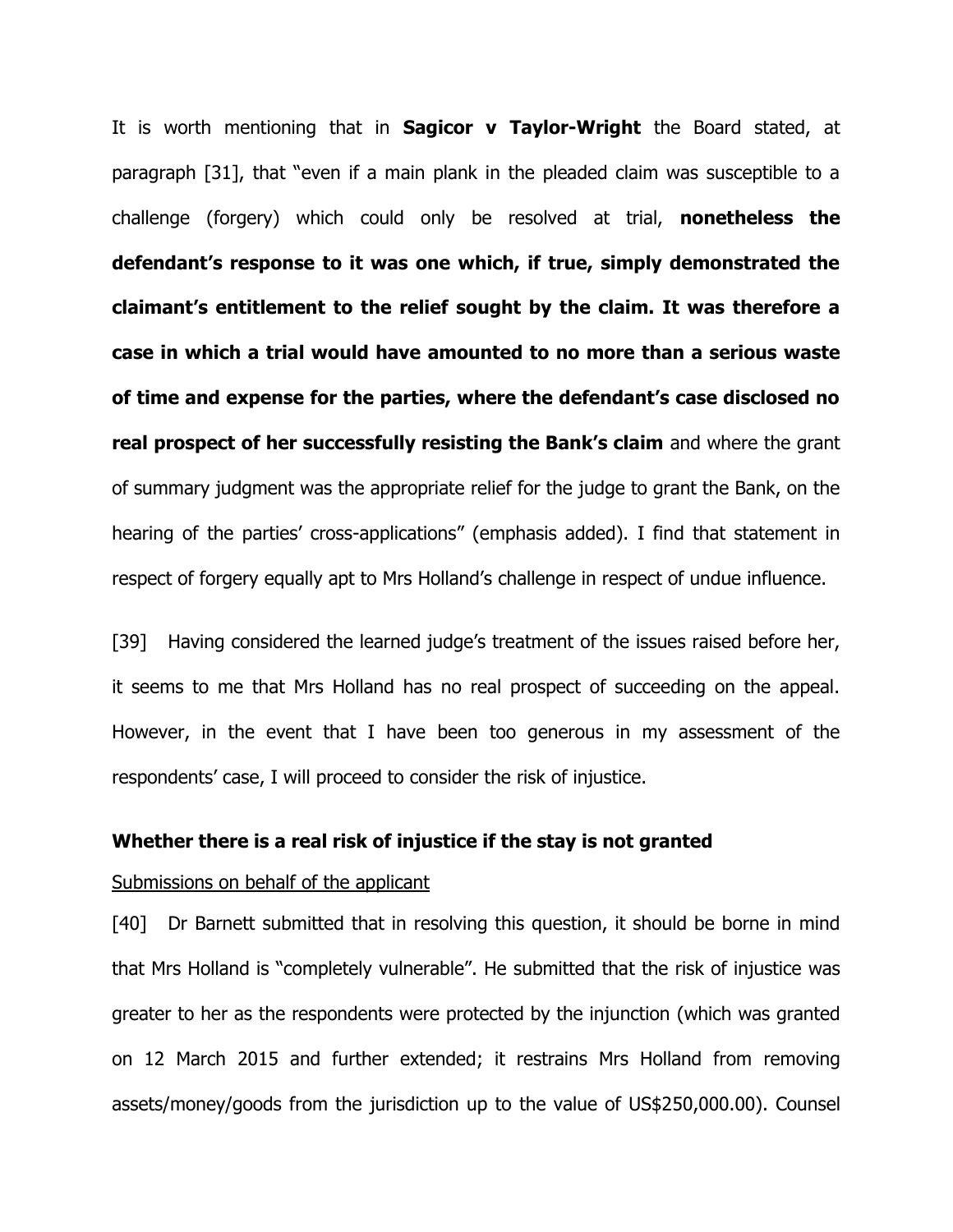It is worth mentioning that in **Sagicor v Taylor-Wright** the Board stated, at paragraph [31], that "even if a main plank in the pleaded claim was susceptible to a challenge (forgery) which could only be resolved at trial, **nonetheless the defendant's response to it was one which, if true, simply demonstrated the claimant's entitlement to the relief sought by the claim. It was therefore a case in which a trial would have amounted to no more than a serious waste of time and expense for the parties, where the defendant's case disclosed no real prospect of her successfully resisting the Bank's claim** and where the grant of summary judgment was the appropriate relief for the judge to grant the Bank, on the hearing of the parties' cross-applications" (emphasis added). I find that statement in respect of forgery equally apt to Mrs Holland's challenge in respect of undue influence.

[39] Having considered the learned judge's treatment of the issues raised before her, it seems to me that Mrs Holland has no real prospect of succeeding on the appeal. However, in the event that I have been too generous in my assessment of the respondents' case, I will proceed to consider the risk of injustice.

**Whether there is a real risk of injustice if the stay is not granted**

Submissions on behalf of the applicant

[40] Dr Barnett submitted that in resolving this question, it should be borne in mind that Mrs Holland is "completely vulnerable". He submitted that the risk of injustice was greater to her as the respondents were protected by the injunction (which was granted on 12 March 2015 and further extended; it restrains Mrs Holland from removing assets/money/goods from the jurisdiction up to the value of US$250,000.00). Counsel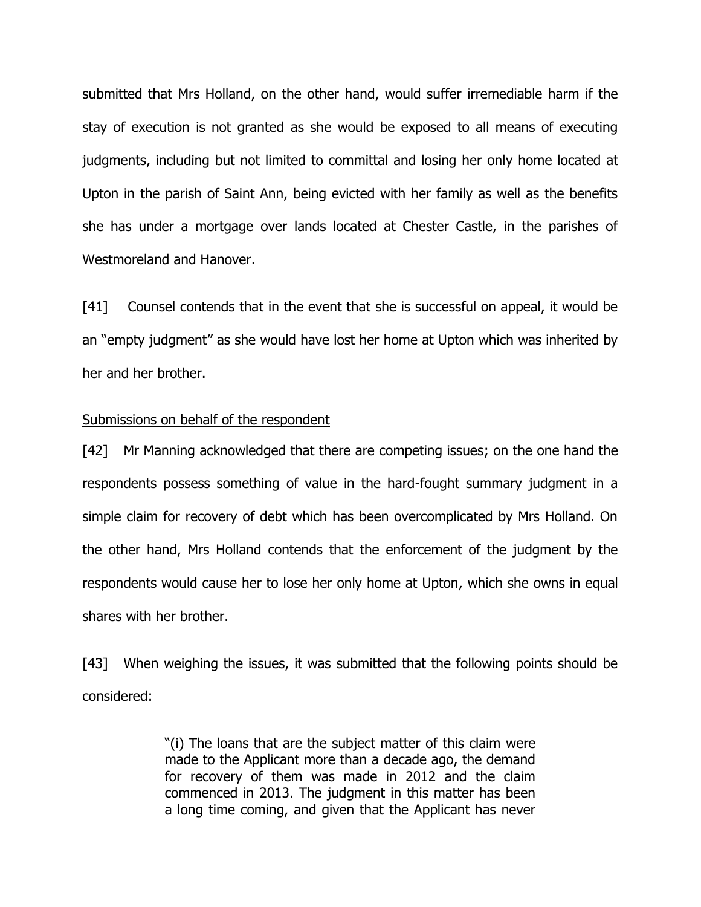submitted that Mrs Holland, on the other hand, would suffer irremediable harm if the stay of execution is not granted as she would be exposed to all means of executing judgments, including but not limited to committal and losing her only home located at Upton in the parish of Saint Ann, being evicted with her family as well as the benefits she has under a mortgage over lands located at Chester Castle, in the parishes of Westmoreland and Hanover.

[41] Counsel contends that in the event that she is successful on appeal, it would be an "empty judgment" as she would have lost her home at Upton which was inherited by her and her brother.

<u>Submissions on behalf of the respondent</u>

[42] Mr Manning acknowledged that there are competing issues; on the one hand the respondents possess something of value in the hard-fought summary judgment in a simple claim for recovery of debt which has been overcomplicated by Mrs Holland. On the other hand, Mrs Holland contends that the enforcement of the judgment by the respondents would cause her to lose her only home at Upton, which she owns in equal shares with her brother.

[43] When weighing the issues, it was submitted that the following points should be considered:

> "(i) The loans that are the subject matter of this claim were made to the Applicant more than a decade ago, the demand for recovery of them was made in 2012 and the claim commenced in 2013. The judgment in this matter has been a long time coming, and given that the Applicant has never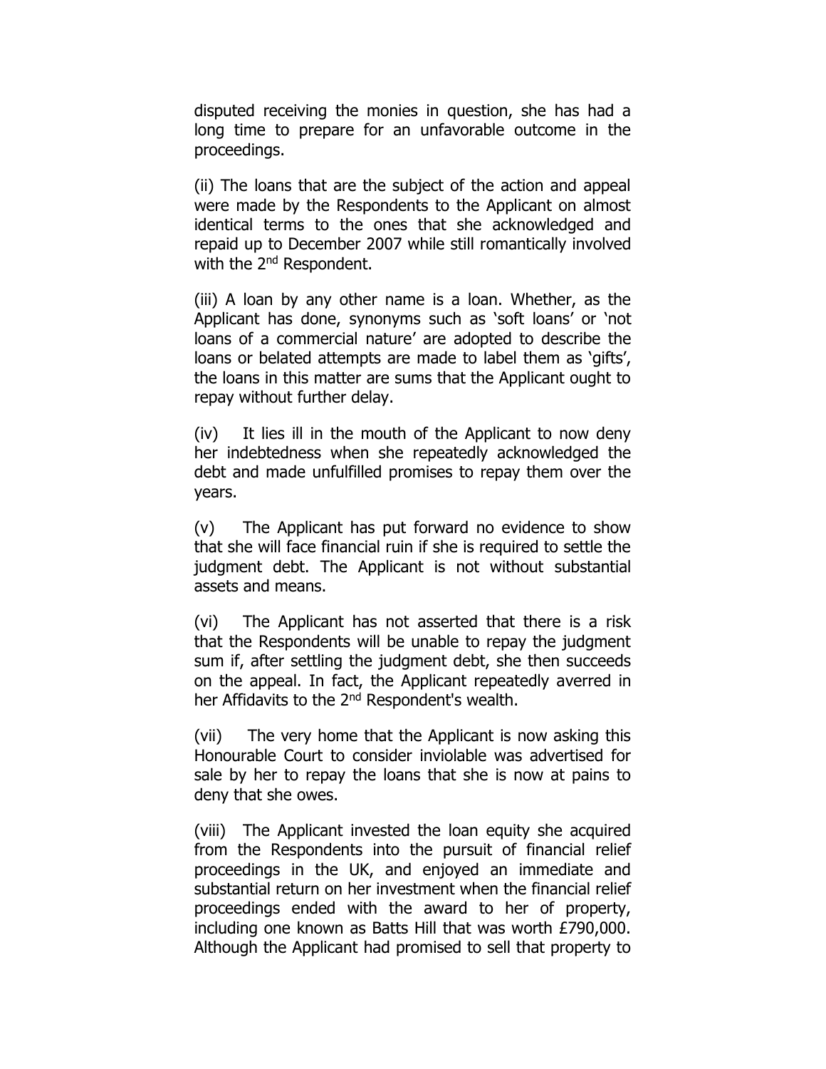disputed receiving the monies in question, she has had a long time to prepare for an unfavorable outcome in the proceedings.

(ii) The loans that are the subject of the action and appeal were made by the Respondents to the Applicant on almost identical terms to the ones that she acknowledged and repaid up to December 2007 while still romantically involved with the 2nd Respondent.

(iii) A loan by any other name is a loan. Whether, as the Applicant has done, synonyms such as 'soft loans' or 'not loans of a commercial nature' are adopted to describe the loans or belated attempts are made to label them as 'gifts', the loans in this matter are sums that the Applicant ought to repay without further delay.

(iv) It lies ill in the mouth of the Applicant to now deny her indebtedness when she repeatedly acknowledged the debt and made unfulfilled promises to repay them over the years.

(v) The Applicant has put forward no evidence to show that she will face financial ruin if she is required to settle the judgment debt. The Applicant is not without substantial assets and means.

(vi) The Applicant has not asserted that there is a risk that the Respondents will be unable to repay the judgment sum if, after settling the judgment debt, she then succeeds on the appeal. In fact, the Applicant repeatedly averred in her Affidavits to the 2nd Respondent's wealth.

(vii) The very home that the Applicant is now asking this Honourable Court to consider inviolable was advertised for sale by her to repay the loans that she is now at pains to deny that she owes.

(viii) The Applicant invested the loan equity she acquired from the Respondents into the pursuit of financial relief proceedings in the UK, and enjoyed an immediate and substantial return on her investment when the financial relief proceedings ended with the award to her of property, including one known as Batts Hill that was worth £790,000. Although the Applicant had promised to sell that property to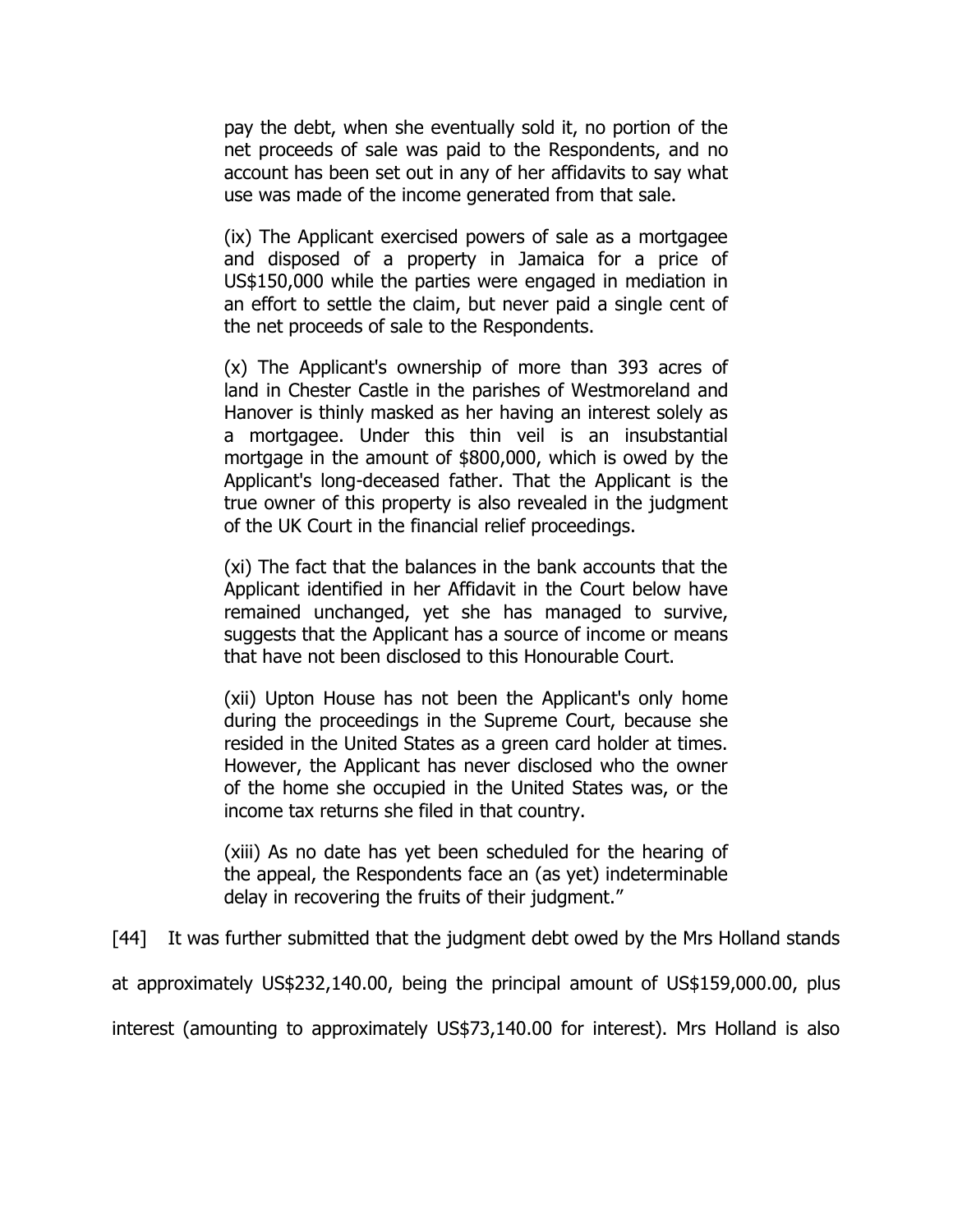> pay the debt, when she eventually sold it, no portion of the net proceeds of sale was paid to the Respondents, and no account has been set out in any of her affidavits to say what use was made of the income generated from that sale.
>
> (ix) The Applicant exercised powers of sale as a mortgagee and disposed of a property in Jamaica for a price of US$150,000 while the parties were engaged in mediation in an effort to settle the claim, but never paid a single cent of the net proceeds of sale to the Respondents.
>
> (x) The Applicant's ownership of more than 393 acres of land in Chester Castle in the parishes of Westmoreland and Hanover is thinly masked as her having an interest solely as a mortgagee. Under this thin veil is an insubstantial mortgage in the amount of $800,000, which is owed by the Applicant's long-deceased father. That the Applicant is the true owner of this property is also revealed in the judgment of the UK Court in the financial relief proceedings.
>
> (xi) The fact that the balances in the bank accounts that the Applicant identified in her Affidavit in the Court below have remained unchanged, yet she has managed to survive, suggests that the Applicant has a source of income or means that have not been disclosed to this Honourable Court.
>
> (xii) Upton House has not been the Applicant's only home during the proceedings in the Supreme Court, because she resided in the United States as a green card holder at times. However, the Applicant has never disclosed who the owner of the home she occupied in the United States was, or the income tax returns she filed in that country.
>
> (xiii) As no date has yet been scheduled for the hearing of the appeal, the Respondents face an (as yet) indeterminable delay in recovering the fruits of their judgment."

[44] It was further submitted that the judgment debt owed by the Mrs Holland stands at approximately US$232,140.00, being the principal amount of US$159,000.00, plus interest (amounting to approximately US$73,140.00 for interest). Mrs Holland is also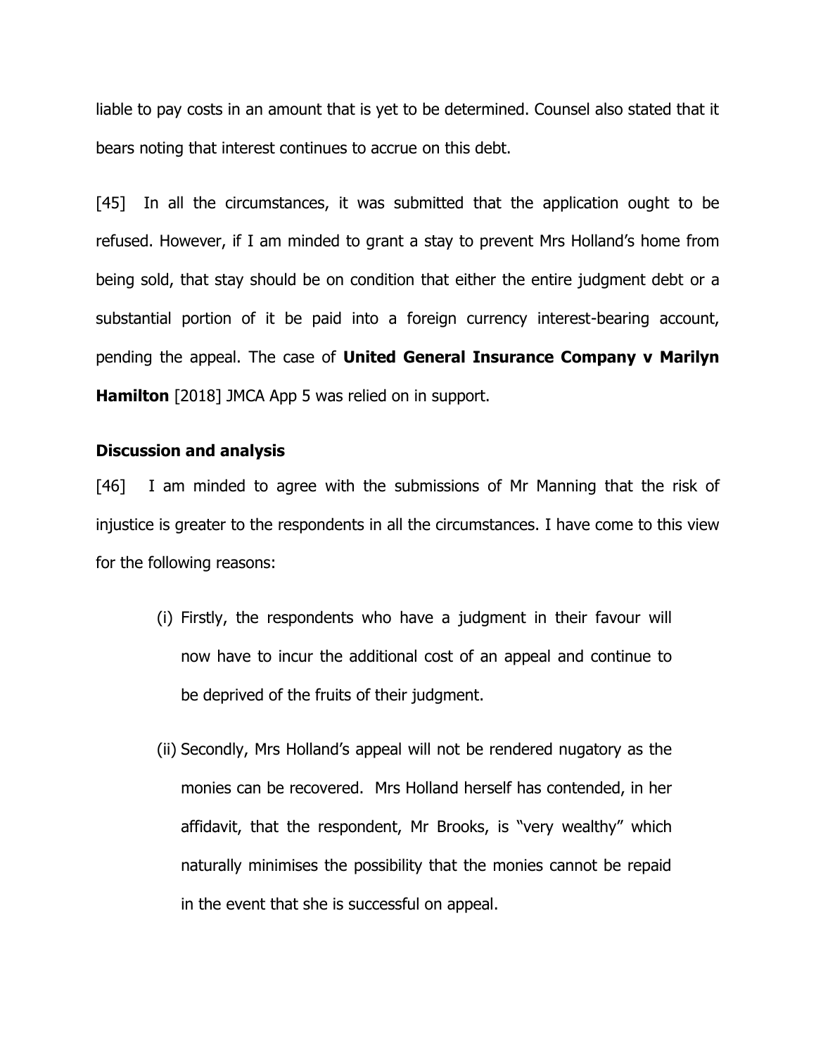liable to pay costs in an amount that is yet to be determined. Counsel also stated that it bears noting that interest continues to accrue on this debt.

[45] In all the circumstances, it was submitted that the application ought to be refused. However, if I am minded to grant a stay to prevent Mrs Holland's home from being sold, that stay should be on condition that either the entire judgment debt or a substantial portion of it be paid into a foreign currency interest-bearing account, pending the appeal. The case of **United General Insurance Company v Marilyn Hamilton** [2018] JMCA App 5 was relied on in support.

**Discussion and analysis**

[46] I am minded to agree with the submissions of Mr Manning that the risk of injustice is greater to the respondents in all the circumstances. I have come to this view for the following reasons:

(i) Firstly, the respondents who have a judgment in their favour will now have to incur the additional cost of an appeal and continue to be deprived of the fruits of their judgment.

(ii) Secondly, Mrs Holland's appeal will not be rendered nugatory as the monies can be recovered. Mrs Holland herself has contended, in her affidavit, that the respondent, Mr Brooks, is "very wealthy" which naturally minimises the possibility that the monies cannot be repaid in the event that she is successful on appeal.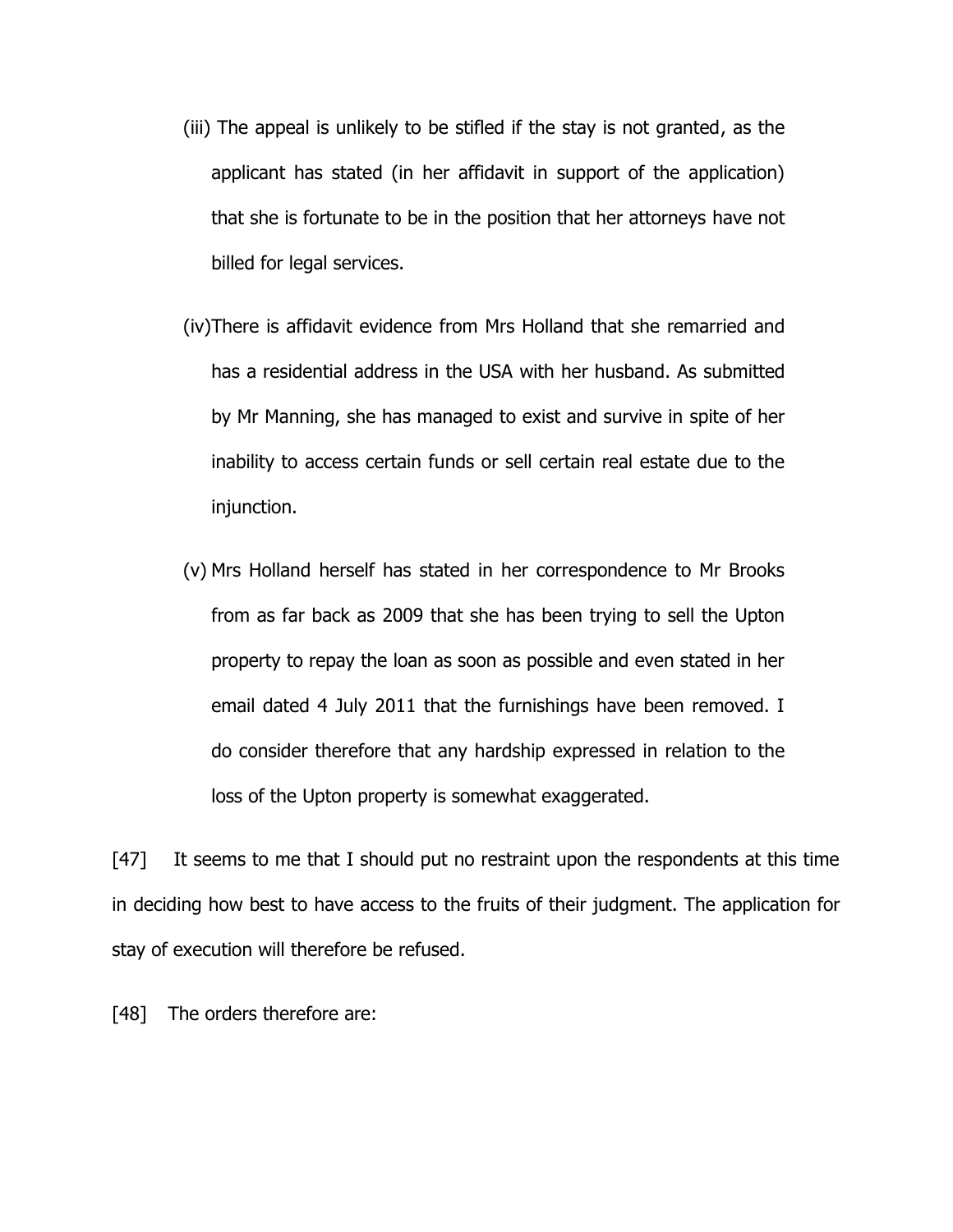(iii) The appeal is unlikely to be stifled if the stay is not granted, as the applicant has stated (in her affidavit in support of the application) that she is fortunate to be in the position that her attorneys have not billed for legal services.

(iv) There is affidavit evidence from Mrs Holland that she remarried and has a residential address in the USA with her husband. As submitted by Mr Manning, she has managed to exist and survive in spite of her inability to access certain funds or sell certain real estate due to the injunction.

(v) Mrs Holland herself has stated in her correspondence to Mr Brooks from as far back as 2009 that she has been trying to sell the Upton property to repay the loan as soon as possible and even stated in her email dated 4 July 2011 that the furnishings have been removed. I do consider therefore that any hardship expressed in relation to the loss of the Upton property is somewhat exaggerated.

[47] It seems to me that I should put no restraint upon the respondents at this time in deciding how best to have access to the fruits of their judgment. The application for stay of execution will therefore be refused.

[48] The orders therefore are: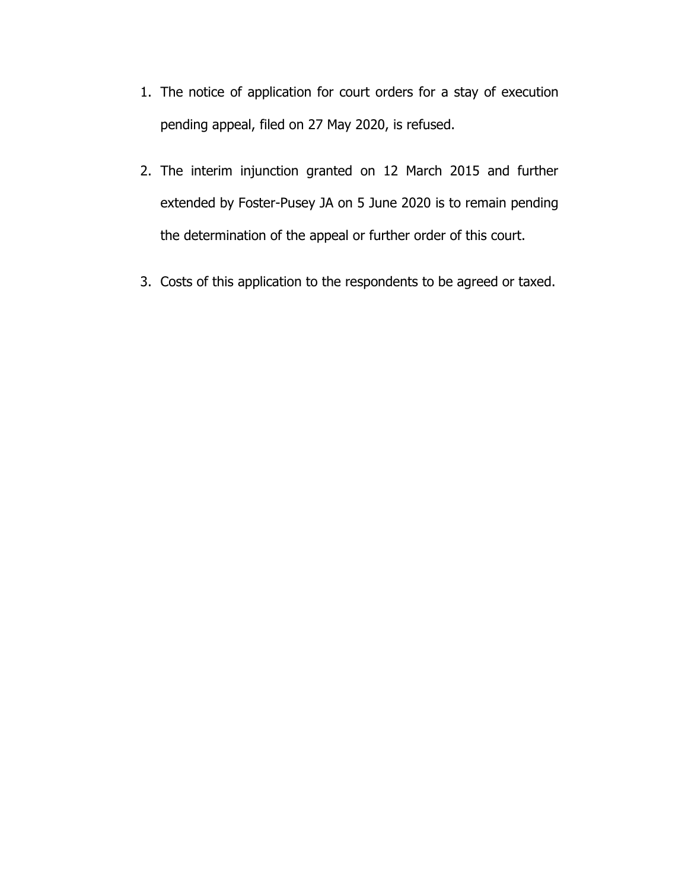1. The notice of application for court orders for a stay of execution pending appeal, filed on 27 May 2020, is refused.

2. The interim injunction granted on 12 March 2015 and further extended by Foster-Pusey JA on 5 June 2020 is to remain pending the determination of the appeal or further order of this court.

3. Costs of this application to the respondents to be agreed or taxed.